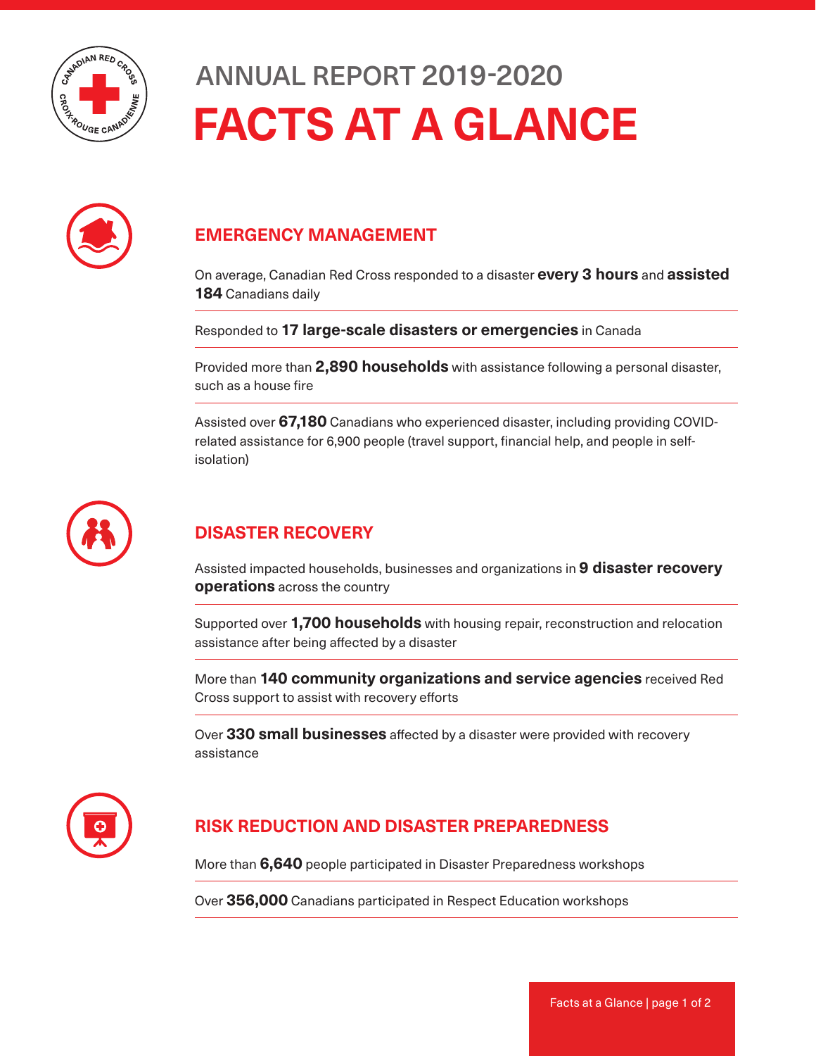# ANNUAL REPORT 2019-2020

# FACTS AT A GLANCE

## EMERGENCY MANAGEMENT

On average, Canadian Red Cross responded to a disaster **every 3 hours** and **assisted 184** Canadians daily

Responded to **17 large-scale disasters or emergencies** in Canada

Provided more than **2,890 households** with assistance following a personal disaster, such as a house fire

Assisted over **67,180** Canadians who experienced disaster, including providing COVID-related assistance for 6,900 people (travel support, financial help, and people in self-isolation)

## DISASTER RECOVERY

Assisted impacted households, businesses and organizations in **9 disaster recovery operations** across the country

Supported over **1,700 households** with housing repair, reconstruction and relocation assistance after being affected by a disaster

More than **140 community organizations and service agencies** received Red Cross support to assist with recovery efforts

Over **330 small businesses** affected by a disaster were provided with recovery assistance

## RISK REDUCTION AND DISASTER PREPAREDNESS

More than **6,640** people participated in Disaster Preparedness workshops

Over **356,000** Canadians participated in Respect Education workshops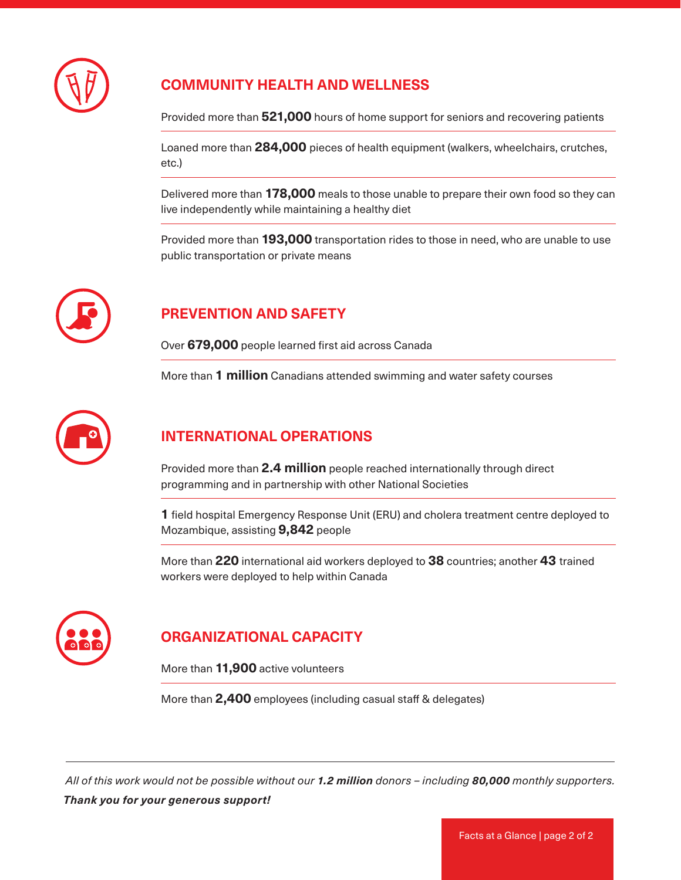## COMMUNITY HEALTH AND WELLNESS

Provided more than **521,000** hours of home support for seniors and recovering patients

Loaned more than **284,000** pieces of health equipment (walkers, wheelchairs, crutches, etc.)

Delivered more than **178,000** meals to those unable to prepare their own food so they can live independently while maintaining a healthy diet

Provided more than **193,000** transportation rides to those in need, who are unable to use public transportation or private means

## PREVENTION AND SAFETY

Over **679,000** people learned first aid across Canada

More than **1 million** Canadians attended swimming and water safety courses

## INTERNATIONAL OPERATIONS

Provided more than **2.4 million** people reached internationally through direct programming and in partnership with other National Societies

**1** field hospital Emergency Response Unit (ERU) and cholera treatment centre deployed to Mozambique, assisting **9,842** people

More than **220** international aid workers deployed to **38** countries; another **43** trained workers were deployed to help within Canada

## ORGANIZATIONAL CAPACITY

More than **11,900** active volunteers

More than **2,400** employees (including casual staff & delegates)

---

*All of this work would not be possible without our **1.2 million** donors – including **80,000** monthly supporters.*

***Thank you for your generous support!***